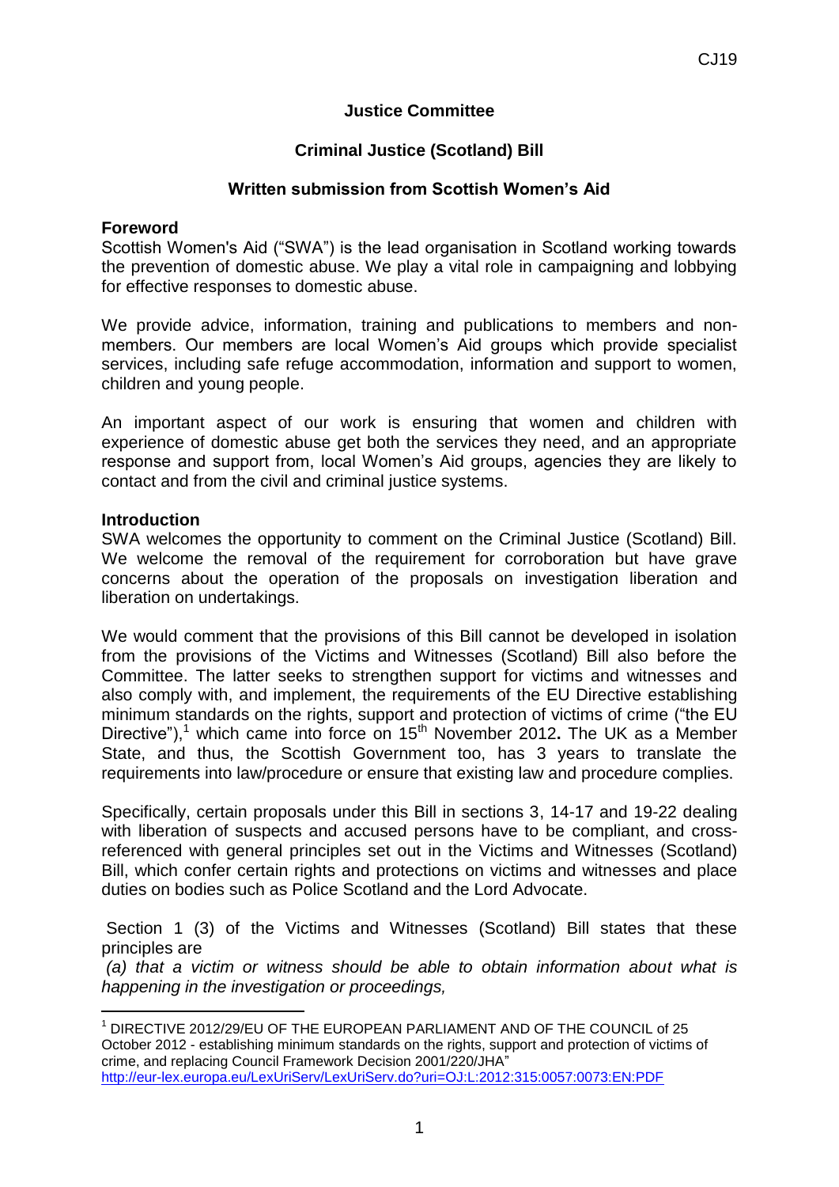CJ19

**Justice Committee**

**Criminal Justice (Scotland) Bill**

**Written submission from Scottish Women's Aid**

**Foreword**

Scottish Women's Aid ("SWA") is the lead organisation in Scotland working towards the prevention of domestic abuse. We play a vital role in campaigning and lobbying for effective responses to domestic abuse.

We provide advice, information, training and publications to members and non-members. Our members are local Women's Aid groups which provide specialist services, including safe refuge accommodation, information and support to women, children and young people.

An important aspect of our work is ensuring that women and children with experience of domestic abuse get both the services they need, and an appropriate response and support from, local Women's Aid groups, agencies they are likely to contact and from the civil and criminal justice systems.

**Introduction**

SWA welcomes the opportunity to comment on the Criminal Justice (Scotland) Bill. We welcome the removal of the requirement for corroboration but have grave concerns about the operation of the proposals on investigation liberation and liberation on undertakings.

We would comment that the provisions of this Bill cannot be developed in isolation from the provisions of the Victims and Witnesses (Scotland) Bill also before the Committee. The latter seeks to strengthen support for victims and witnesses and also comply with, and implement, the requirements of the EU Directive establishing minimum standards on the rights, support and protection of victims of crime ("the EU Directive"),[1] which came into force on 15th November 2012**.** The UK as a Member State, and thus, the Scottish Government too, has 3 years to translate the requirements into law/procedure or ensure that existing law and procedure complies.

Specifically, certain proposals under this Bill in sections 3, 14-17 and 19-22 dealing with liberation of suspects and accused persons have to be compliant, and cross-referenced with general principles set out in the Victims and Witnesses (Scotland) Bill, which confer certain rights and protections on victims and witnesses and place duties on bodies such as Police Scotland and the Lord Advocate.

Section 1 (3) of the Victims and Witnesses (Scotland) Bill states that these principles are

*(a) that a victim or witness should be able to obtain information about what is happening in the investigation or proceedings,*

[1] DIRECTIVE 2012/29/EU OF THE EUROPEAN PARLIAMENT AND OF THE COUNCIL of 25 October 2012 - establishing minimum standards on the rights, support and protection of victims of crime, and replacing Council Framework Decision 2001/220/JHA" http://eur-lex.europa.eu/LexUriServ/LexUriServ.do?uri=OJ:L:2012:315:0057:0073:EN:PDF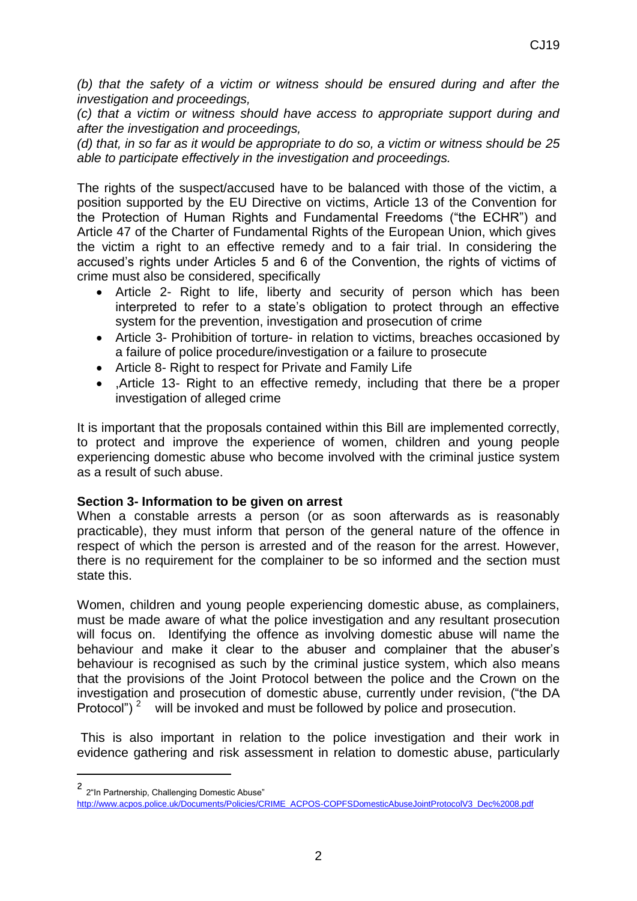*(b) that the safety of a victim or witness should be ensured during and after the investigation and proceedings,*

*(c) that a victim or witness should have access to appropriate support during and after the investigation and proceedings,*

*(d) that, in so far as it would be appropriate to do so, a victim or witness should be 25 able to participate effectively in the investigation and proceedings.*

The rights of the suspect/accused have to be balanced with those of the victim, a position supported by the EU Directive on victims, Article 13 of the Convention for the Protection of Human Rights and Fundamental Freedoms ("the ECHR") and Article 47 of the Charter of Fundamental Rights of the European Union, which gives the victim a right to an effective remedy and to a fair trial. In considering the accused's rights under Articles 5 and 6 of the Convention, the rights of victims of crime must also be considered, specifically

- Article 2- Right to life, liberty and security of person which has been interpreted to refer to a state's obligation to protect through an effective system for the prevention, investigation and prosecution of crime
- Article 3- Prohibition of torture- in relation to victims, breaches occasioned by a failure of police procedure/investigation or a failure to prosecute
- Article 8- Right to respect for Private and Family Life
- ,Article 13- Right to an effective remedy, including that there be a proper investigation of alleged crime

It is important that the proposals contained within this Bill are implemented correctly, to protect and improve the experience of women, children and young people experiencing domestic abuse who become involved with the criminal justice system as a result of such abuse.

**Section 3- Information to be given on arrest**

When a constable arrests a person (or as soon afterwards as is reasonably practicable), they must inform that person of the general nature of the offence in respect of which the person is arrested and of the reason for the arrest. However, there is no requirement for the complainer to be so informed and the section must state this.

Women, children and young people experiencing domestic abuse, as complainers, must be made aware of what the police investigation and any resultant prosecution will focus on. Identifying the offence as involving domestic abuse will name the behaviour and make it clear to the abuser and complainer that the abuser's behaviour is recognised as such by the criminal justice system, which also means that the provisions of the Joint Protocol between the police and the Crown on the investigation and prosecution of domestic abuse, currently under revision, ("the DA Protocol") [2] will be invoked and must be followed by police and prosecution.

This is also important in relation to the police investigation and their work in evidence gathering and risk assessment in relation to domestic abuse, particularly

[2] 2"In Partnership, Challenging Domestic Abuse" http://www.acpos.police.uk/Documents/Policies/CRIME_ACPOS-COPFSDomesticAbuseJointProtocolV3_Dec%2008.pdf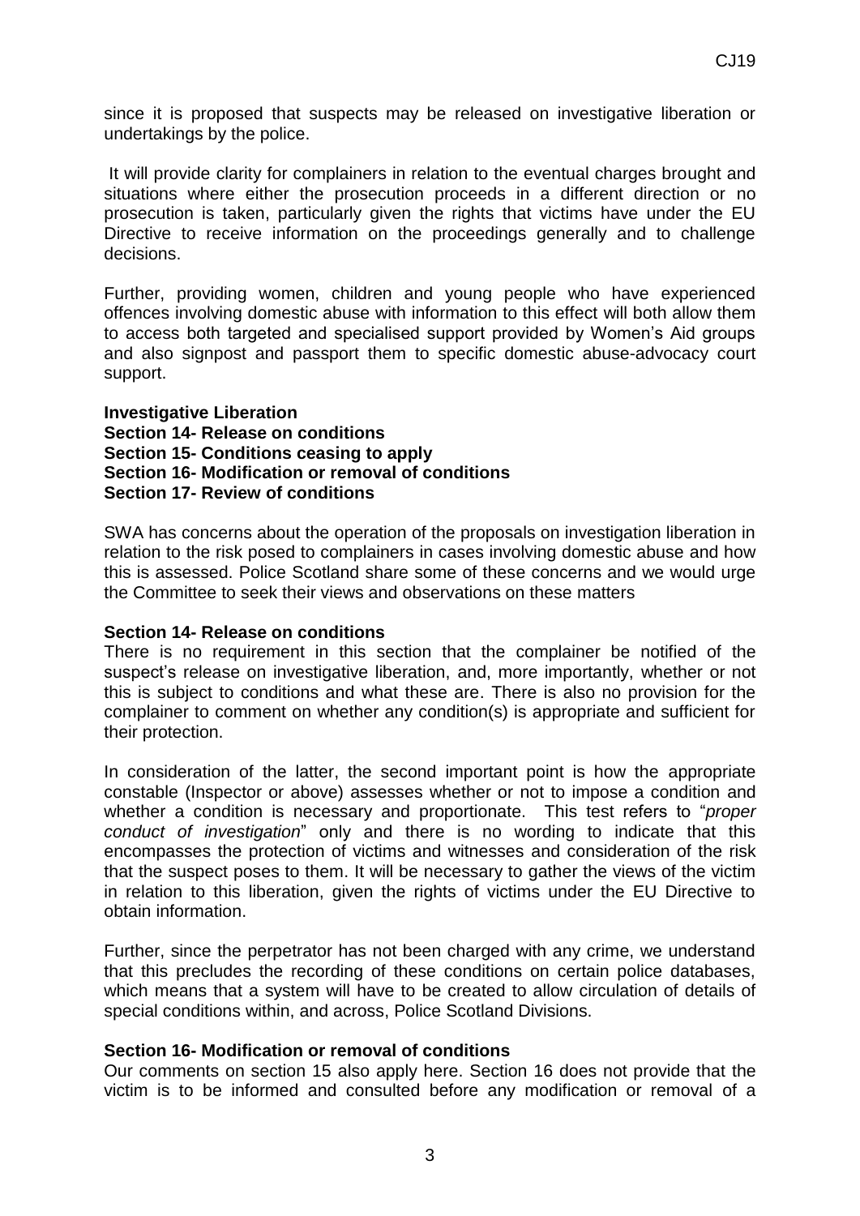since it is proposed that suspects may be released on investigative liberation or undertakings by the police.

It will provide clarity for complainers in relation to the eventual charges brought and situations where either the prosecution proceeds in a different direction or no prosecution is taken, particularly given the rights that victims have under the EU Directive to receive information on the proceedings generally and to challenge decisions.

Further, providing women, children and young people who have experienced offences involving domestic abuse with information to this effect will both allow them to access both targeted and specialised support provided by Women's Aid groups and also signpost and passport them to specific domestic abuse-advocacy court support.

**Investigative Liberation**
**Section 14- Release on conditions**
**Section 15- Conditions ceasing to apply**
**Section 16- Modification or removal of conditions**
**Section 17- Review of conditions**

SWA has concerns about the operation of the proposals on investigation liberation in relation to the risk posed to complainers in cases involving domestic abuse and how this is assessed. Police Scotland share some of these concerns and we would urge the Committee to seek their views and observations on these matters

**Section 14- Release on conditions**
There is no requirement in this section that the complainer be notified of the suspect's release on investigative liberation, and, more importantly, whether or not this is subject to conditions and what these are. There is also no provision for the complainer to comment on whether any condition(s) is appropriate and sufficient for their protection.

In consideration of the latter, the second important point is how the appropriate constable (Inspector or above) assesses whether or not to impose a condition and whether a condition is necessary and proportionate. This test refers to "*proper conduct of investigation*" only and there is no wording to indicate that this encompasses the protection of victims and witnesses and consideration of the risk that the suspect poses to them. It will be necessary to gather the views of the victim in relation to this liberation, given the rights of victims under the EU Directive to obtain information.

Further, since the perpetrator has not been charged with any crime, we understand that this precludes the recording of these conditions on certain police databases, which means that a system will have to be created to allow circulation of details of special conditions within, and across, Police Scotland Divisions.

**Section 16- Modification or removal of conditions**
Our comments on section 15 also apply here. Section 16 does not provide that the victim is to be informed and consulted before any modification or removal of a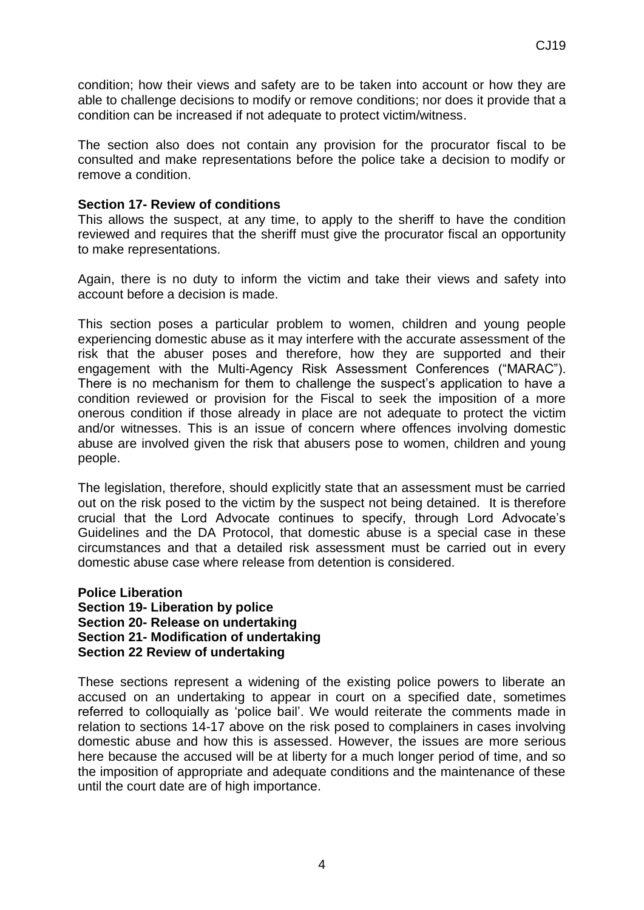condition; how their views and safety are to be taken into account or how they are able to challenge decisions to modify or remove conditions; nor does it provide that a condition can be increased if not adequate to protect victim/witness.

The section also does not contain any provision for the procurator fiscal to be consulted and make representations before the police take a decision to modify or remove a condition.

**Section 17- Review of conditions**

This allows the suspect, at any time, to apply to the sheriff to have the condition reviewed and requires that the sheriff must give the procurator fiscal an opportunity to make representations.

Again, there is no duty to inform the victim and take their views and safety into account before a decision is made.

This section poses a particular problem to women, children and young people experiencing domestic abuse as it may interfere with the accurate assessment of the risk that the abuser poses and therefore, how they are supported and their engagement with the Multi-Agency Risk Assessment Conferences ("MARAC"). There is no mechanism for them to challenge the suspect's application to have a condition reviewed or provision for the Fiscal to seek the imposition of a more onerous condition if those already in place are not adequate to protect the victim and/or witnesses. This is an issue of concern where offences involving domestic abuse are involved given the risk that abusers pose to women, children and young people.

The legislation, therefore, should explicitly state that an assessment must be carried out on the risk posed to the victim by the suspect not being detained. It is therefore crucial that the Lord Advocate continues to specify, through Lord Advocate's Guidelines and the DA Protocol, that domestic abuse is a special case in these circumstances and that a detailed risk assessment must be carried out in every domestic abuse case where release from detention is considered.

**Police Liberation**
**Section 19- Liberation by police**
**Section 20- Release on undertaking**
**Section 21- Modification of undertaking**
**Section 22 Review of undertaking**

These sections represent a widening of the existing police powers to liberate an accused on an undertaking to appear in court on a specified date, sometimes referred to colloquially as 'police bail'. We would reiterate the comments made in relation to sections 14-17 above on the risk posed to complainers in cases involving domestic abuse and how this is assessed. However, the issues are more serious here because the accused will be at liberty for a much longer period of time, and so the imposition of appropriate and adequate conditions and the maintenance of these until the court date are of high importance.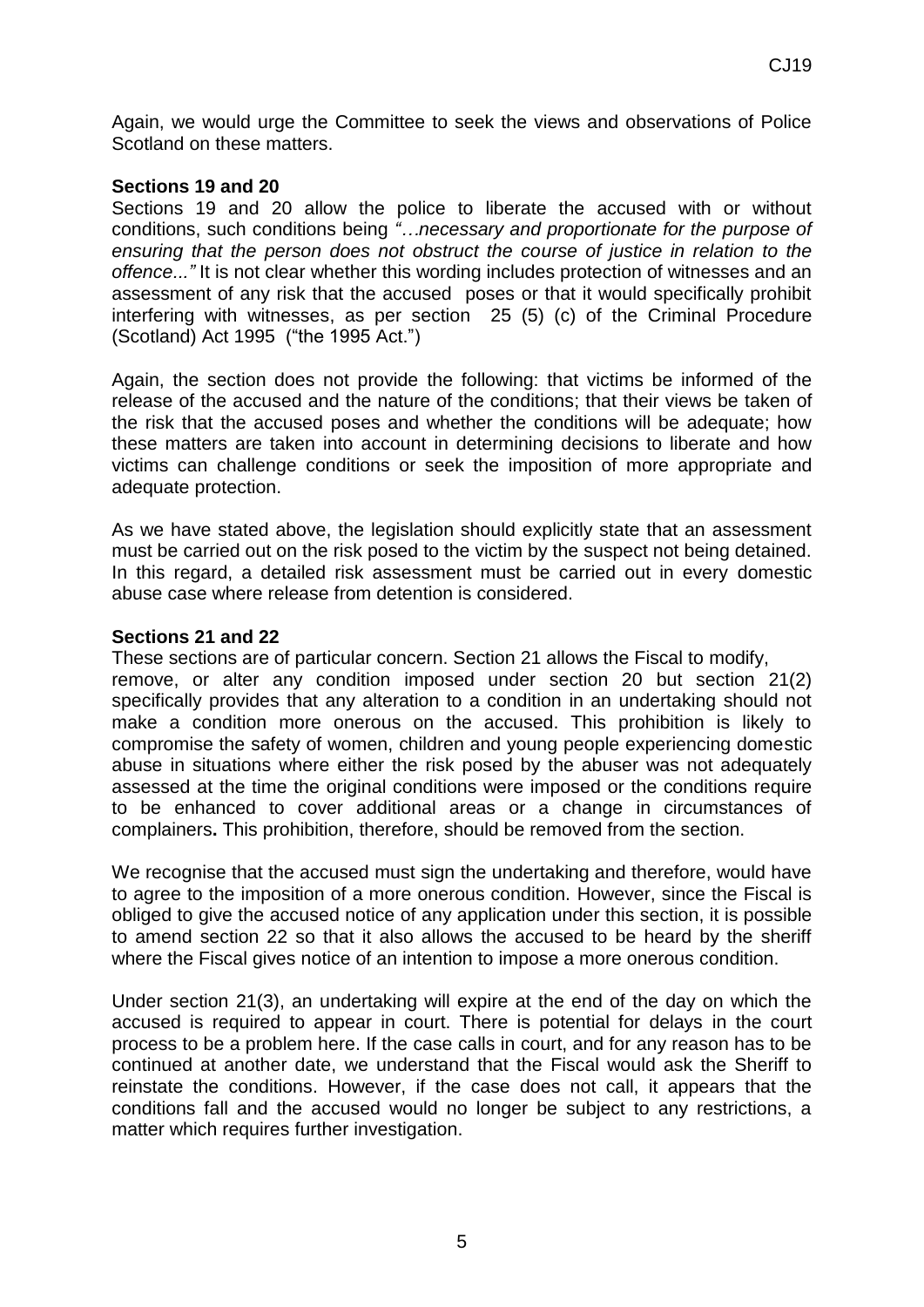Again, we would urge the Committee to seek the views and observations of Police Scotland on these matters.

**Sections 19 and 20**

Sections 19 and 20 allow the police to liberate the accused with or without conditions, such conditions being *"…necessary and proportionate for the purpose of ensuring that the person does not obstruct the course of justice in relation to the offence..."* It is not clear whether this wording includes protection of witnesses and an assessment of any risk that the accused poses or that it would specifically prohibit interfering with witnesses, as per section 25 (5) (c) of the Criminal Procedure (Scotland) Act 1995 ("the 1995 Act.")

Again, the section does not provide the following: that victims be informed of the release of the accused and the nature of the conditions; that their views be taken of the risk that the accused poses and whether the conditions will be adequate; how these matters are taken into account in determining decisions to liberate and how victims can challenge conditions or seek the imposition of more appropriate and adequate protection.

As we have stated above, the legislation should explicitly state that an assessment must be carried out on the risk posed to the victim by the suspect not being detained. In this regard, a detailed risk assessment must be carried out in every domestic abuse case where release from detention is considered.

**Sections 21 and 22**

These sections are of particular concern. Section 21 allows the Fiscal to modify, remove, or alter any condition imposed under section 20 but section 21(2) specifically provides that any alteration to a condition in an undertaking should not make a condition more onerous on the accused. This prohibition is likely to compromise the safety of women, children and young people experiencing domestic abuse in situations where either the risk posed by the abuser was not adequately assessed at the time the original conditions were imposed or the conditions require to be enhanced to cover additional areas or a change in circumstances of complainers**.** This prohibition, therefore, should be removed from the section.

We recognise that the accused must sign the undertaking and therefore, would have to agree to the imposition of a more onerous condition. However, since the Fiscal is obliged to give the accused notice of any application under this section, it is possible to amend section 22 so that it also allows the accused to be heard by the sheriff where the Fiscal gives notice of an intention to impose a more onerous condition.

Under section 21(3), an undertaking will expire at the end of the day on which the accused is required to appear in court. There is potential for delays in the court process to be a problem here. If the case calls in court, and for any reason has to be continued at another date, we understand that the Fiscal would ask the Sheriff to reinstate the conditions. However, if the case does not call, it appears that the conditions fall and the accused would no longer be subject to any restrictions, a matter which requires further investigation.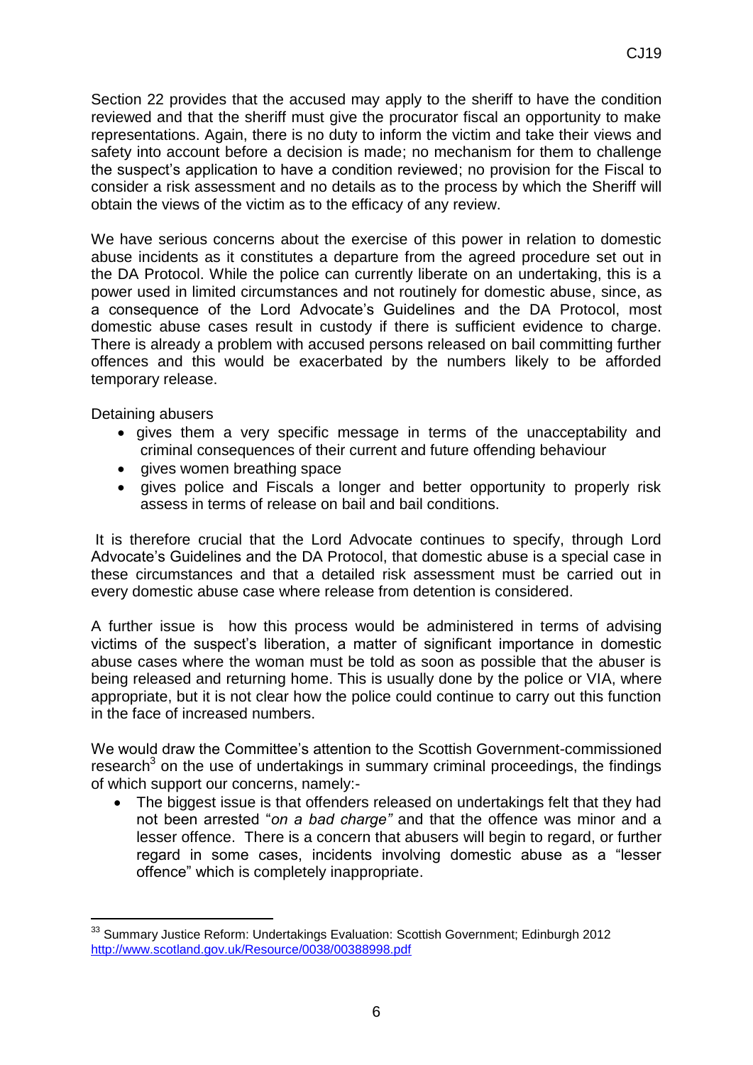Section 22 provides that the accused may apply to the sheriff to have the condition reviewed and that the sheriff must give the procurator fiscal an opportunity to make representations. Again, there is no duty to inform the victim and take their views and safety into account before a decision is made; no mechanism for them to challenge the suspect's application to have a condition reviewed; no provision for the Fiscal to consider a risk assessment and no details as to the process by which the Sheriff will obtain the views of the victim as to the efficacy of any review.

We have serious concerns about the exercise of this power in relation to domestic abuse incidents as it constitutes a departure from the agreed procedure set out in the DA Protocol. While the police can currently liberate on an undertaking, this is a power used in limited circumstances and not routinely for domestic abuse, since, as a consequence of the Lord Advocate's Guidelines and the DA Protocol, most domestic abuse cases result in custody if there is sufficient evidence to charge. There is already a problem with accused persons released on bail committing further offences and this would be exacerbated by the numbers likely to be afforded temporary release.

Detaining abusers

- gives them a very specific message in terms of the unacceptability and criminal consequences of their current and future offending behaviour
- gives women breathing space
- gives police and Fiscals a longer and better opportunity to properly risk assess in terms of release on bail and bail conditions.

It is therefore crucial that the Lord Advocate continues to specify, through Lord Advocate's Guidelines and the DA Protocol, that domestic abuse is a special case in these circumstances and that a detailed risk assessment must be carried out in every domestic abuse case where release from detention is considered.

A further issue is how this process would be administered in terms of advising victims of the suspect's liberation, a matter of significant importance in domestic abuse cases where the woman must be told as soon as possible that the abuser is being released and returning home. This is usually done by the police or VIA, where appropriate, but it is not clear how the police could continue to carry out this function in the face of increased numbers.

We would draw the Committee's attention to the Scottish Government-commissioned research[3] on the use of undertakings in summary criminal proceedings, the findings of which support our concerns, namely:-

- The biggest issue is that offenders released on undertakings felt that they had not been arrested "*on a bad charge"* and that the offence was minor and a lesser offence. There is a concern that abusers will begin to regard, or further regard in some cases, incidents involving domestic abuse as a "lesser offence" which is completely inappropriate.

---

[33] Summary Justice Reform: Undertakings Evaluation: Scottish Government; Edinburgh 2012 http://www.scotland.gov.uk/Resource/0038/00388998.pdf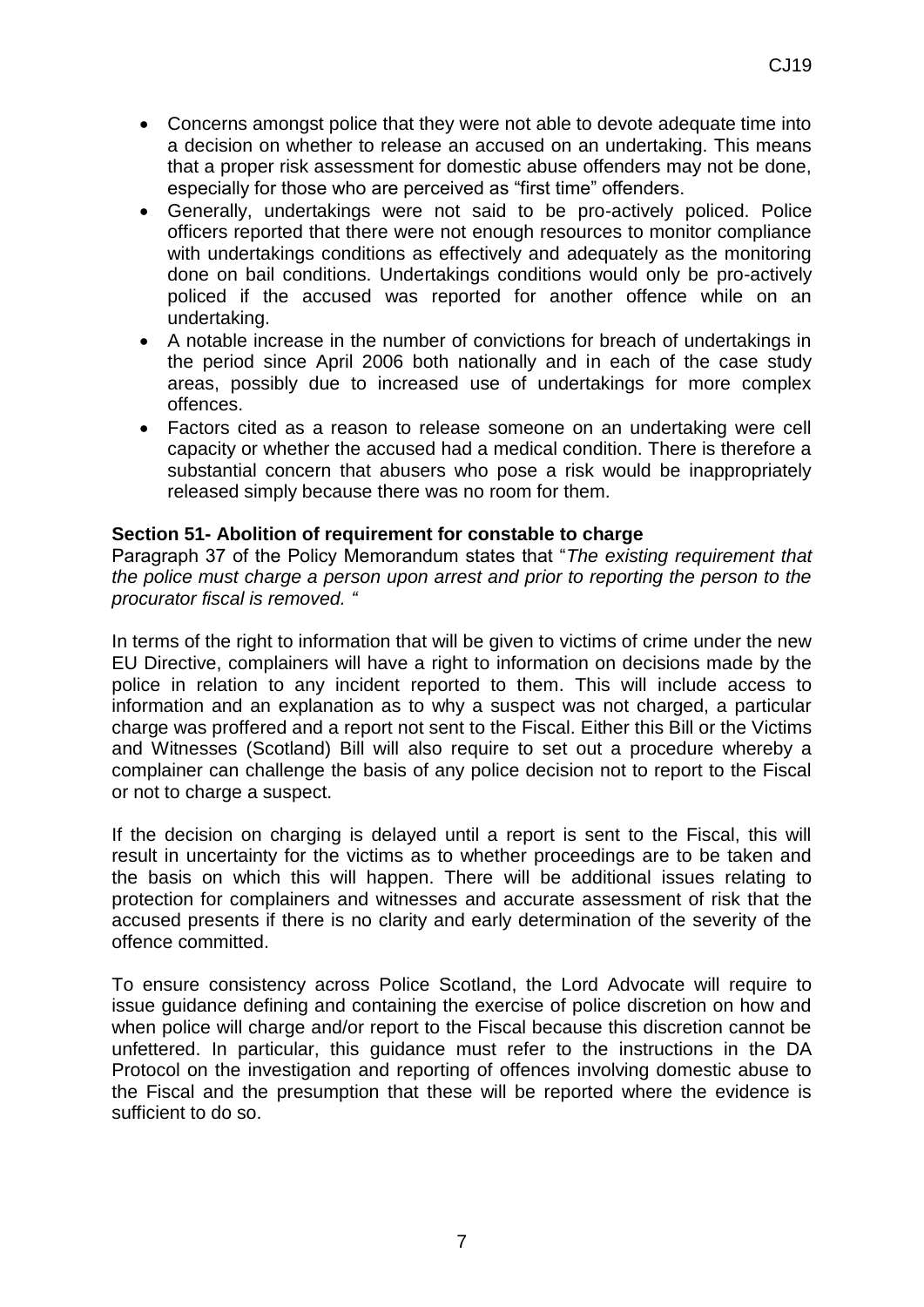- Concerns amongst police that they were not able to devote adequate time into a decision on whether to release an accused on an undertaking. This means that a proper risk assessment for domestic abuse offenders may not be done, especially for those who are perceived as "first time" offenders.
- Generally, undertakings were not said to be pro-actively policed. Police officers reported that there were not enough resources to monitor compliance with undertakings conditions as effectively and adequately as the monitoring done on bail conditions. Undertakings conditions would only be pro-actively policed if the accused was reported for another offence while on an undertaking.
- A notable increase in the number of convictions for breach of undertakings in the period since April 2006 both nationally and in each of the case study areas, possibly due to increased use of undertakings for more complex offences.
- Factors cited as a reason to release someone on an undertaking were cell capacity or whether the accused had a medical condition. There is therefore a substantial concern that abusers who pose a risk would be inappropriately released simply because there was no room for them.

**Section 51- Abolition of requirement for constable to charge**

Paragraph 37 of the Policy Memorandum states that "*The existing requirement that the police must charge a person upon arrest and prior to reporting the person to the procurator fiscal is removed.* "

In terms of the right to information that will be given to victims of crime under the new EU Directive, complainers will have a right to information on decisions made by the police in relation to any incident reported to them. This will include access to information and an explanation as to why a suspect was not charged, a particular charge was proffered and a report not sent to the Fiscal. Either this Bill or the Victims and Witnesses (Scotland) Bill will also require to set out a procedure whereby a complainer can challenge the basis of any police decision not to report to the Fiscal or not to charge a suspect.

If the decision on charging is delayed until a report is sent to the Fiscal, this will result in uncertainty for the victims as to whether proceedings are to be taken and the basis on which this will happen. There will be additional issues relating to protection for complainers and witnesses and accurate assessment of risk that the accused presents if there is no clarity and early determination of the severity of the offence committed.

To ensure consistency across Police Scotland, the Lord Advocate will require to issue guidance defining and containing the exercise of police discretion on how and when police will charge and/or report to the Fiscal because this discretion cannot be unfettered. In particular, this guidance must refer to the instructions in the DA Protocol on the investigation and reporting of offences involving domestic abuse to the Fiscal and the presumption that these will be reported where the evidence is sufficient to do so.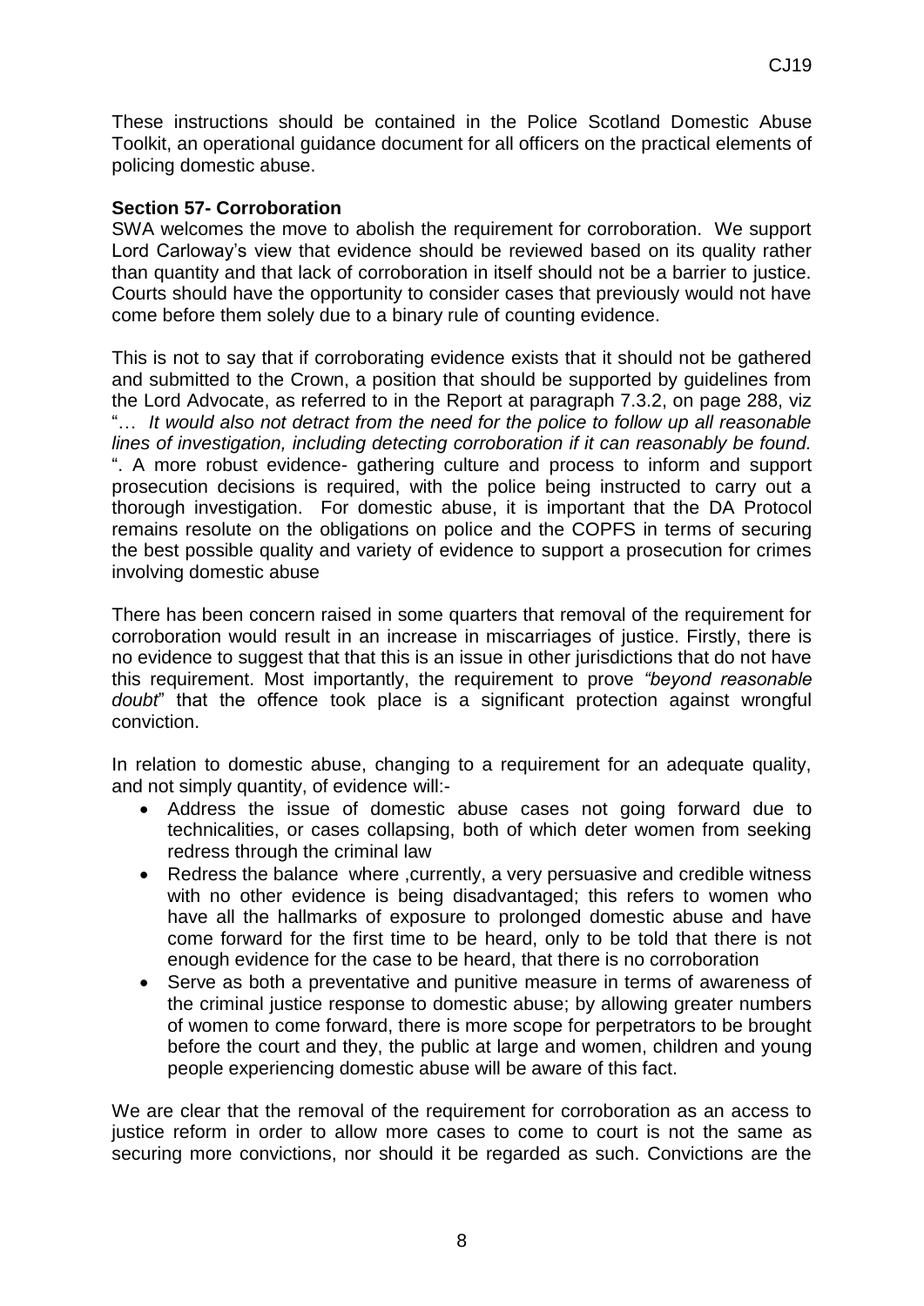These instructions should be contained in the Police Scotland Domestic Abuse Toolkit, an operational guidance document for all officers on the practical elements of policing domestic abuse.

**Section 57- Corroboration**

SWA welcomes the move to abolish the requirement for corroboration. We support Lord Carloway's view that evidence should be reviewed based on its quality rather than quantity and that lack of corroboration in itself should not be a barrier to justice. Courts should have the opportunity to consider cases that previously would not have come before them solely due to a binary rule of counting evidence.

This is not to say that if corroborating evidence exists that it should not be gathered and submitted to the Crown, a position that should be supported by guidelines from the Lord Advocate, as referred to in the Report at paragraph 7.3.2, on page 288, viz "… *It would also not detract from the need for the police to follow up all reasonable lines of investigation, including detecting corroboration if it can reasonably be found.* ". A more robust evidence- gathering culture and process to inform and support prosecution decisions is required, with the police being instructed to carry out a thorough investigation. For domestic abuse, it is important that the DA Protocol remains resolute on the obligations on police and the COPFS in terms of securing the best possible quality and variety of evidence to support a prosecution for crimes involving domestic abuse

There has been concern raised in some quarters that removal of the requirement for corroboration would result in an increase in miscarriages of justice. Firstly, there is no evidence to suggest that that this is an issue in other jurisdictions that do not have this requirement. Most importantly, the requirement to prove *"beyond reasonable doubt*" that the offence took place is a significant protection against wrongful conviction.

In relation to domestic abuse, changing to a requirement for an adequate quality, and not simply quantity, of evidence will:-

- Address the issue of domestic abuse cases not going forward due to technicalities, or cases collapsing, both of which deter women from seeking redress through the criminal law
- Redress the balance where ,currently, a very persuasive and credible witness with no other evidence is being disadvantaged; this refers to women who have all the hallmarks of exposure to prolonged domestic abuse and have come forward for the first time to be heard, only to be told that there is not enough evidence for the case to be heard, that there is no corroboration
- Serve as both a preventative and punitive measure in terms of awareness of the criminal justice response to domestic abuse; by allowing greater numbers of women to come forward, there is more scope for perpetrators to be brought before the court and they, the public at large and women, children and young people experiencing domestic abuse will be aware of this fact.

We are clear that the removal of the requirement for corroboration as an access to justice reform in order to allow more cases to come to court is not the same as securing more convictions, nor should it be regarded as such. Convictions are the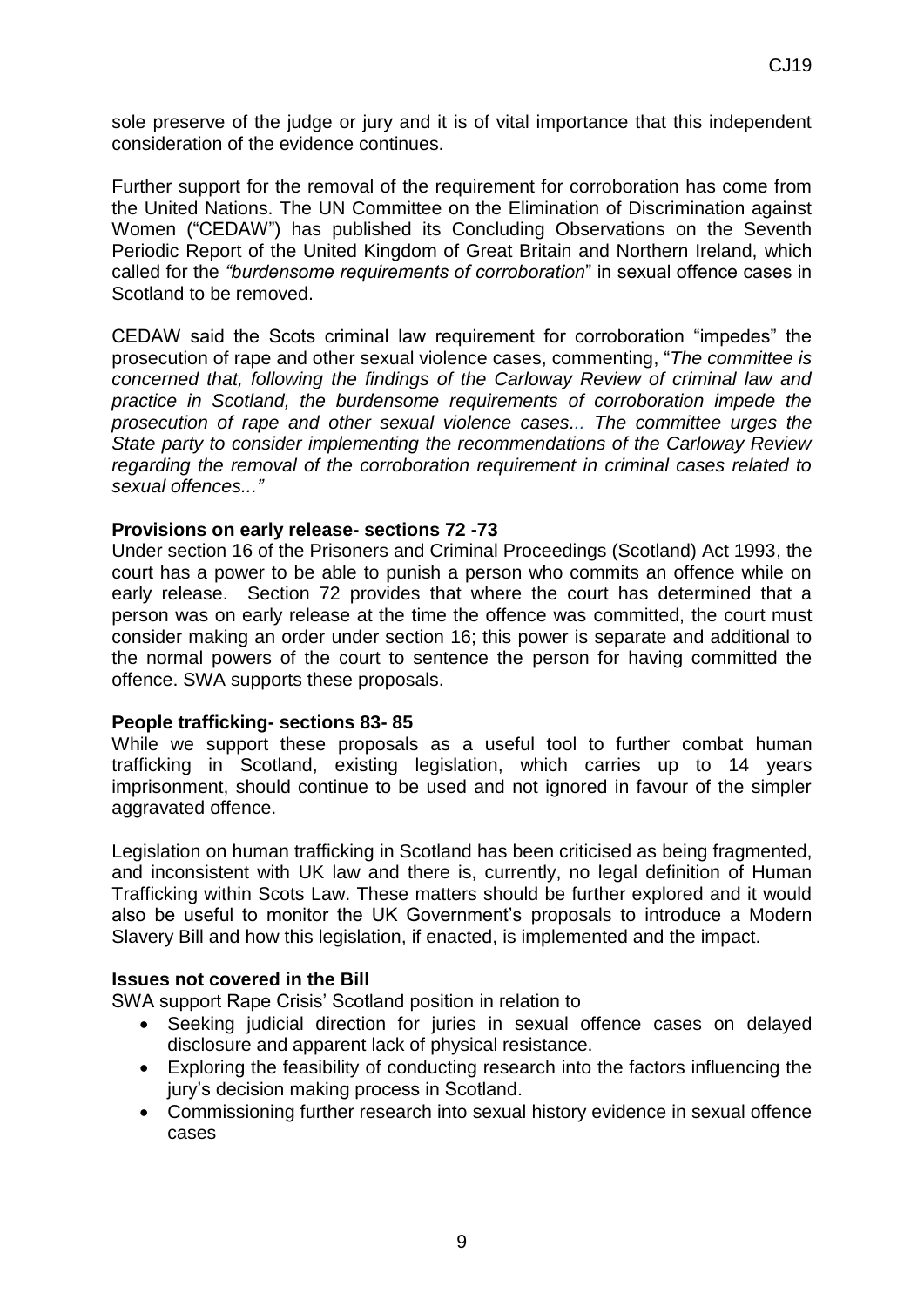sole preserve of the judge or jury and it is of vital importance that this independent consideration of the evidence continues.

Further support for the removal of the requirement for corroboration has come from the United Nations. The UN Committee on the Elimination of Discrimination against Women ("CEDAW") has published its Concluding Observations on the Seventh Periodic Report of the United Kingdom of Great Britain and Northern Ireland, which called for the *"burdensome requirements of corroboration*" in sexual offence cases in Scotland to be removed.

CEDAW said the Scots criminal law requirement for corroboration "impedes" the prosecution of rape and other sexual violence cases, commenting, "*The committee is concerned that, following the findings of the Carloway Review of criminal law and practice in Scotland, the burdensome requirements of corroboration impede the prosecution of rape and other sexual violence cases... The committee urges the State party to consider implementing the recommendations of the Carloway Review regarding the removal of the corroboration requirement in criminal cases related to sexual offences..."*

**Provisions on early release- sections 72 -73**

Under section 16 of the Prisoners and Criminal Proceedings (Scotland) Act 1993, the court has a power to be able to punish a person who commits an offence while on early release. Section 72 provides that where the court has determined that a person was on early release at the time the offence was committed, the court must consider making an order under section 16; this power is separate and additional to the normal powers of the court to sentence the person for having committed the offence. SWA supports these proposals.

**People trafficking- sections 83- 85**

While we support these proposals as a useful tool to further combat human trafficking in Scotland, existing legislation, which carries up to 14 years imprisonment, should continue to be used and not ignored in favour of the simpler aggravated offence.

Legislation on human trafficking in Scotland has been criticised as being fragmented, and inconsistent with UK law and there is, currently, no legal definition of Human Trafficking within Scots Law. These matters should be further explored and it would also be useful to monitor the UK Government's proposals to introduce a Modern Slavery Bill and how this legislation, if enacted, is implemented and the impact.

**Issues not covered in the Bill**

SWA support Rape Crisis' Scotland position in relation to

- Seeking judicial direction for juries in sexual offence cases on delayed disclosure and apparent lack of physical resistance.
- Exploring the feasibility of conducting research into the factors influencing the jury's decision making process in Scotland.
- Commissioning further research into sexual history evidence in sexual offence cases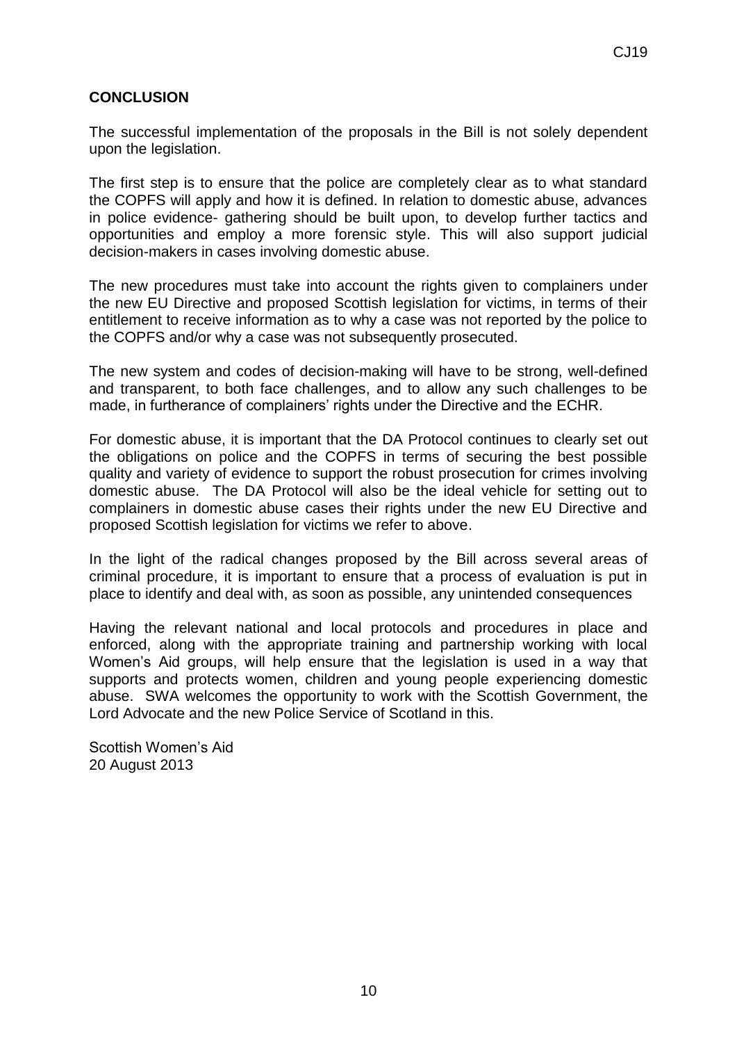**CONCLUSION**

The successful implementation of the proposals in the Bill is not solely dependent upon the legislation.

The first step is to ensure that the police are completely clear as to what standard the COPFS will apply and how it is defined. In relation to domestic abuse, advances in police evidence- gathering should be built upon, to develop further tactics and opportunities and employ a more forensic style. This will also support judicial decision-makers in cases involving domestic abuse.

The new procedures must take into account the rights given to complainers under the new EU Directive and proposed Scottish legislation for victims, in terms of their entitlement to receive information as to why a case was not reported by the police to the COPFS and/or why a case was not subsequently prosecuted.

The new system and codes of decision-making will have to be strong, well-defined and transparent, to both face challenges, and to allow any such challenges to be made, in furtherance of complainers' rights under the Directive and the ECHR.

For domestic abuse, it is important that the DA Protocol continues to clearly set out the obligations on police and the COPFS in terms of securing the best possible quality and variety of evidence to support the robust prosecution for crimes involving domestic abuse. The DA Protocol will also be the ideal vehicle for setting out to complainers in domestic abuse cases their rights under the new EU Directive and proposed Scottish legislation for victims we refer to above.

In the light of the radical changes proposed by the Bill across several areas of criminal procedure, it is important to ensure that a process of evaluation is put in place to identify and deal with, as soon as possible, any unintended consequences

Having the relevant national and local protocols and procedures in place and enforced, along with the appropriate training and partnership working with local Women's Aid groups, will help ensure that the legislation is used in a way that supports and protects women, children and young people experiencing domestic abuse. SWA welcomes the opportunity to work with the Scottish Government, the Lord Advocate and the new Police Service of Scotland in this.

Scottish Women's Aid
20 August 2013